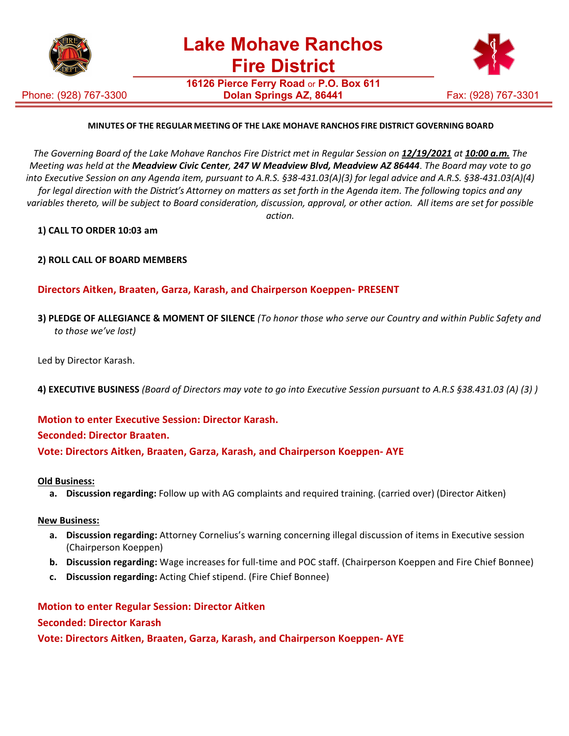# Lake Mohave Ranchos Fire District

**16126 Pierce Ferry Road** or **P.O. Box 611**
**Dolan Springs AZ, 86441**

Phone: (928) 767-3300 Fax: (928) 767-3301

**MINUTES OF THE REGULAR MEETING OF THE LAKE MOHAVE RANCHOS FIRE DISTRICT GOVERNING BOARD**

*The Governing Board of the Lake Mohave Ranchos Fire District met in Regular Session on **12/19/2021** at **10:00 a.m.** The Meeting was held at the **Meadview Civic Center**, **247 W Meadview Blvd, Meadview AZ 86444**. The Board may vote to go into Executive Session on any Agenda item, pursuant to A.R.S. §38-431.03(A)(3) for legal advice and A.R.S. §38-431.03(A)(4) for legal direction with the District's Attorney on matters as set forth in the Agenda item. The following topics and any variables thereto, will be subject to Board consideration, discussion, approval, or other action. All items are set for possible action.*

**1) CALL TO ORDER 10:03 am**

**2) ROLL CALL OF BOARD MEMBERS**

**Directors Aitken, Braaten, Garza, Karash, and Chairperson Koeppen- PRESENT**

**3) PLEDGE OF ALLEGIANCE & MOMENT OF SILENCE** *(To honor those who serve our Country and within Public Safety and to those we've lost)*

Led by Director Karash.

**4) EXECUTIVE BUSINESS** *(Board of Directors may vote to go into Executive Session pursuant to A.R.S §38.431.03 (A) (3) )*

**Motion to enter Executive Session: Director Karash.**

**Seconded: Director Braaten.**

**Vote: Directors Aitken, Braaten, Garza, Karash, and Chairperson Koeppen- AYE**

**Old Business:**

a. **Discussion regarding:** Follow up with AG complaints and required training. (carried over) (Director Aitken)

**New Business:**

a. **Discussion regarding:** Attorney Cornelius's warning concerning illegal discussion of items in Executive session (Chairperson Koeppen)
b. **Discussion regarding:** Wage increases for full-time and POC staff. (Chairperson Koeppen and Fire Chief Bonnee)
c. **Discussion regarding:** Acting Chief stipend. (Fire Chief Bonnee)

**Motion to enter Regular Session: Director Aitken**

**Seconded: Director Karash**

**Vote: Directors Aitken, Braaten, Garza, Karash, and Chairperson Koeppen- AYE**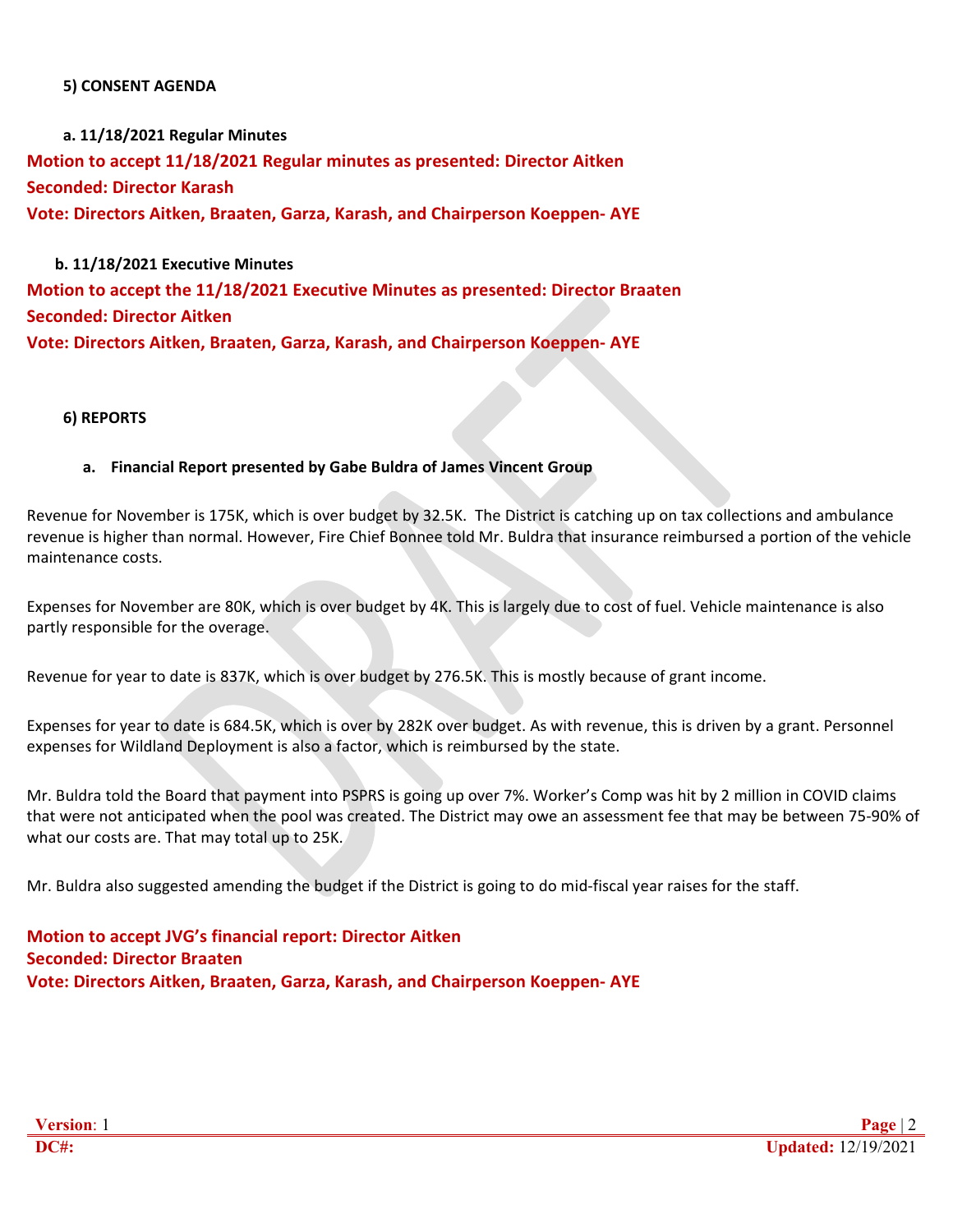## 5) CONSENT AGENDA

### a. 11/18/2021 Regular Minutes

**Motion to accept 11/18/2021 Regular minutes as presented: Director Aitken**
**Seconded: Director Karash**
**Vote: Directors Aitken, Braaten, Garza, Karash, and Chairperson Koeppen- AYE**

### b. 11/18/2021 Executive Minutes

**Motion to accept the 11/18/2021 Executive Minutes as presented: Director Braaten**
**Seconded: Director Aitken**
**Vote: Directors Aitken, Braaten, Garza, Karash, and Chairperson Koeppen- AYE**

## 6) REPORTS

### a. Financial Report presented by Gabe Buldra of James Vincent Group

Revenue for November is 175K, which is over budget by 32.5K. The District is catching up on tax collections and ambulance revenue is higher than normal. However, Fire Chief Bonnee told Mr. Buldra that insurance reimbursed a portion of the vehicle maintenance costs.

Expenses for November are 80K, which is over budget by 4K. This is largely due to cost of fuel. Vehicle maintenance is also partly responsible for the overage.

Revenue for year to date is 837K, which is over budget by 276.5K. This is mostly because of grant income.

Expenses for year to date is 684.5K, which is over by 282K over budget. As with revenue, this is driven by a grant. Personnel expenses for Wildland Deployment is also a factor, which is reimbursed by the state.

Mr. Buldra told the Board that payment into PSPRS is going up over 7%. Worker's Comp was hit by 2 million in COVID claims that were not anticipated when the pool was created. The District may owe an assessment fee that may be between 75-90% of what our costs are. That may total up to 25K.

Mr. Buldra also suggested amending the budget if the District is going to do mid-fiscal year raises for the staff.

**Motion to accept JVG's financial report: Director Aitken**
**Seconded: Director Braaten**
**Vote: Directors Aitken, Braaten, Garza, Karash, and Chairperson Koeppen- AYE**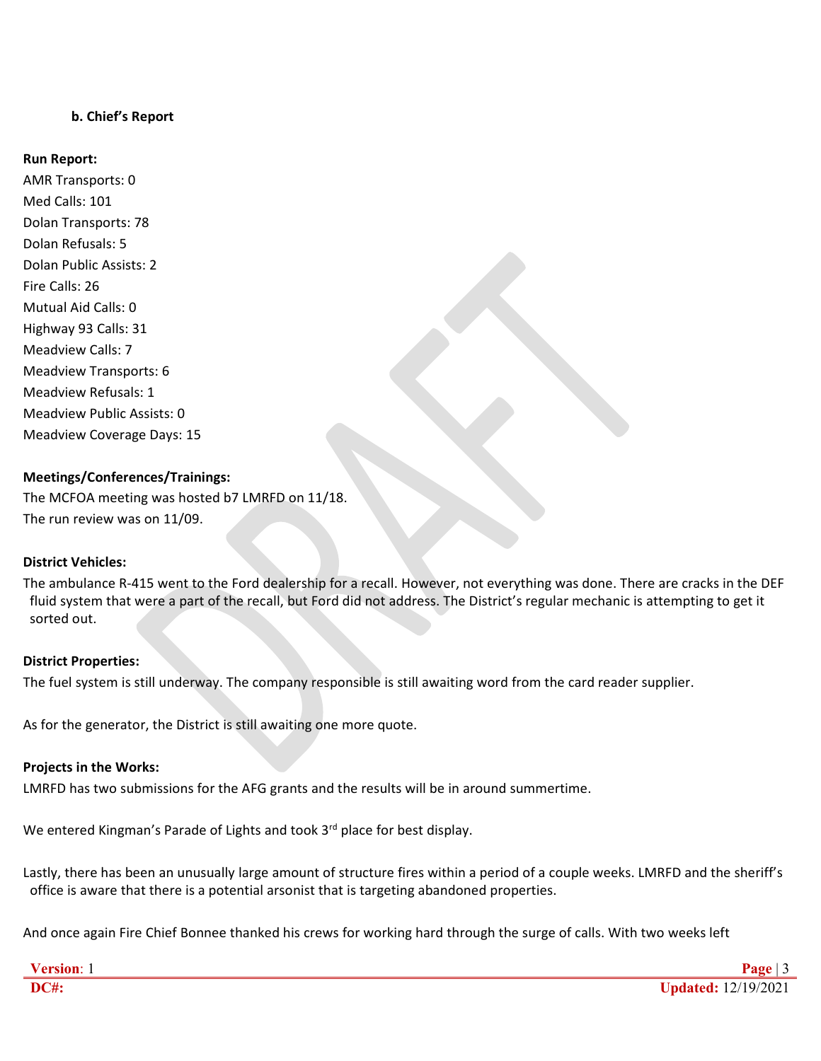**b. Chief's Report**

**Run Report:**

AMR Transports: 0
Med Calls: 101
Dolan Transports: 78
Dolan Refusals: 5
Dolan Public Assists: 2
Fire Calls: 26
Mutual Aid Calls: 0
Highway 93 Calls: 31
Meadview Calls: 7
Meadview Transports: 6
Meadview Refusals: 1
Meadview Public Assists: 0
Meadview Coverage Days: 15

**Meetings/Conferences/Trainings:**

The MCFOA meeting was hosted b7 LMRFD on 11/18.
The run review was on 11/09.

**District Vehicles:**

The ambulance R-415 went to the Ford dealership for a recall. However, not everything was done. There are cracks in the DEF fluid system that were a part of the recall, but Ford did not address. The District's regular mechanic is attempting to get it sorted out.

**District Properties:**

The fuel system is still underway. The company responsible is still awaiting word from the card reader supplier.

As for the generator, the District is still awaiting one more quote.

**Projects in the Works:**

LMRFD has two submissions for the AFG grants and the results will be in around summertime.

We entered Kingman's Parade of Lights and took 3rd place for best display.

Lastly, there has been an unusually large amount of structure fires within a period of a couple weeks. LMRFD and the sheriff's office is aware that there is a potential arsonist that is targeting abandoned properties.

And once again Fire Chief Bonnee thanked his crews for working hard through the surge of calls. With two weeks left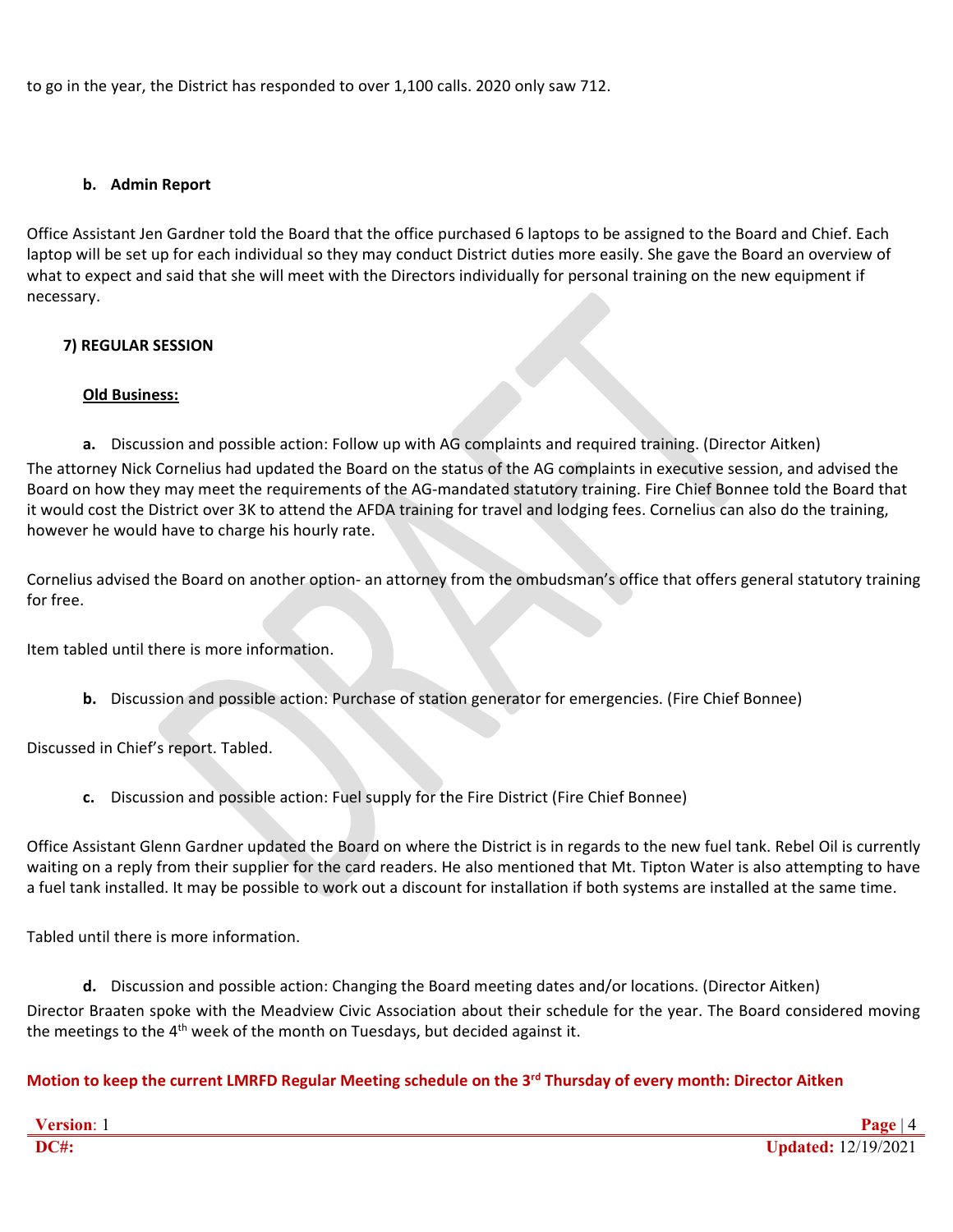to go in the year, the District has responded to over 1,100 calls. 2020 only saw 712.

### b. Admin Report

Office Assistant Jen Gardner told the Board that the office purchased 6 laptops to be assigned to the Board and Chief. Each laptop will be set up for each individual so they may conduct District duties more easily. She gave the Board an overview of what to expect and said that she will meet with the Directors individually for personal training on the new equipment if necessary.

## 7) REGULAR SESSION

**Old Business:**

**a.** Discussion and possible action: Follow up with AG complaints and required training. (Director Aitken)

The attorney Nick Cornelius had updated the Board on the status of the AG complaints in executive session, and advised the Board on how they may meet the requirements of the AG-mandated statutory training. Fire Chief Bonnee told the Board that it would cost the District over 3K to attend the AFDA training for travel and lodging fees. Cornelius can also do the training, however he would have to charge his hourly rate.

Cornelius advised the Board on another option- an attorney from the ombudsman's office that offers general statutory training for free.

Item tabled until there is more information.

**b.** Discussion and possible action: Purchase of station generator for emergencies. (Fire Chief Bonnee)

Discussed in Chief's report. Tabled.

**c.** Discussion and possible action: Fuel supply for the Fire District (Fire Chief Bonnee)

Office Assistant Glenn Gardner updated the Board on where the District is in regards to the new fuel tank. Rebel Oil is currently waiting on a reply from their supplier for the card readers. He also mentioned that Mt. Tipton Water is also attempting to have a fuel tank installed. It may be possible to work out a discount for installation if both systems are installed at the same time.

Tabled until there is more information.

**d.** Discussion and possible action: Changing the Board meeting dates and/or locations. (Director Aitken)

Director Braaten spoke with the Meadview Civic Association about their schedule for the year. The Board considered moving the meetings to the 4th week of the month on Tuesdays, but decided against it.

**Motion to keep the current LMRFD Regular Meeting schedule on the 3rd Thursday of every month: Director Aitken**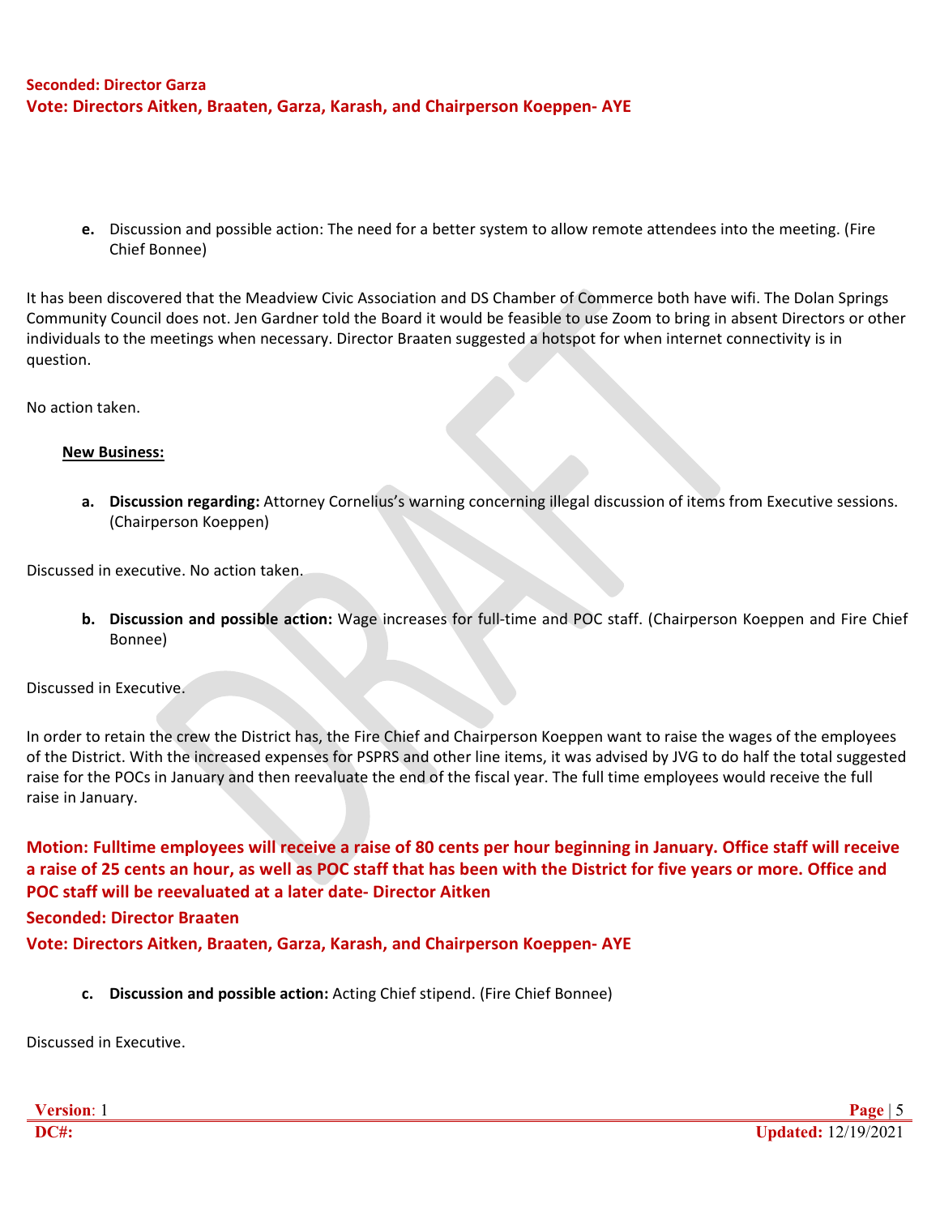**Seconded: Director Garza**
**Vote: Directors Aitken, Braaten, Garza, Karash, and Chairperson Koeppen- AYE**

**e.** Discussion and possible action: The need for a better system to allow remote attendees into the meeting. (Fire Chief Bonnee)

It has been discovered that the Meadview Civic Association and DS Chamber of Commerce both have wifi. The Dolan Springs Community Council does not. Jen Gardner told the Board it would be feasible to use Zoom to bring in absent Directors or other individuals to the meetings when necessary. Director Braaten suggested a hotspot for when internet connectivity is in question.

No action taken.

**New Business:**

**a. Discussion regarding:** Attorney Cornelius's warning concerning illegal discussion of items from Executive sessions. (Chairperson Koeppen)

Discussed in executive. No action taken.

**b. Discussion and possible action:** Wage increases for full-time and POC staff. (Chairperson Koeppen and Fire Chief Bonnee)

Discussed in Executive.

In order to retain the crew the District has, the Fire Chief and Chairperson Koeppen want to raise the wages of the employees of the District. With the increased expenses for PSPRS and other line items, it was advised by JVG to do half the total suggested raise for the POCs in January and then reevaluate the end of the fiscal year. The full time employees would receive the full raise in January.

**Motion: Fulltime employees will receive a raise of 80 cents per hour beginning in January. Office staff will receive a raise of 25 cents an hour, as well as POC staff that has been with the District for five years or more. Office and POC staff will be reevaluated at a later date- Director Aitken**

**Seconded: Director Braaten**

**Vote: Directors Aitken, Braaten, Garza, Karash, and Chairperson Koeppen- AYE**

**c. Discussion and possible action:** Acting Chief stipend. (Fire Chief Bonnee)

Discussed in Executive.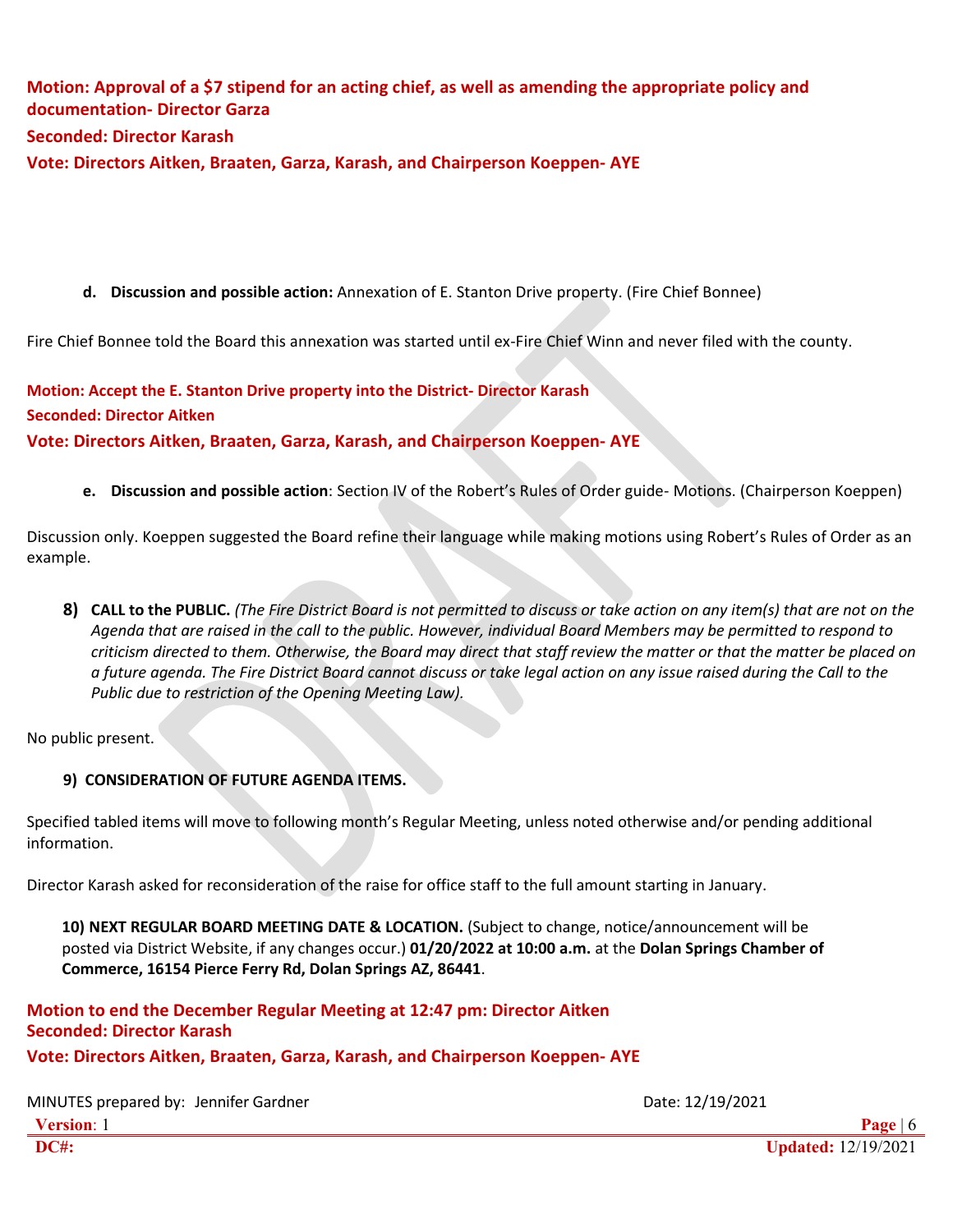**Motion: Approval of a $7 stipend for an acting chief, as well as amending the appropriate policy and documentation- Director Garza**

**Seconded: Director Karash**

**Vote: Directors Aitken, Braaten, Garza, Karash, and Chairperson Koeppen- AYE**

d. **Discussion and possible action:** Annexation of E. Stanton Drive property. (Fire Chief Bonnee)

Fire Chief Bonnee told the Board this annexation was started until ex-Fire Chief Winn and never filed with the county.

**Motion: Accept the E. Stanton Drive property into the District- Director Karash**

**Seconded: Director Aitken**

**Vote: Directors Aitken, Braaten, Garza, Karash, and Chairperson Koeppen- AYE**

e. **Discussion and possible action**: Section IV of the Robert's Rules of Order guide- Motions. (Chairperson Koeppen)

Discussion only. Koeppen suggested the Board refine their language while making motions using Robert's Rules of Order as an example.

**8) CALL to the PUBLIC.** *(The Fire District Board is not permitted to discuss or take action on any item(s) that are not on the Agenda that are raised in the call to the public. However, individual Board Members may be permitted to respond to criticism directed to them. Otherwise, the Board may direct that staff review the matter or that the matter be placed on a future agenda. The Fire District Board cannot discuss or take legal action on any issue raised during the Call to the Public due to restriction of the Opening Meeting Law).*

No public present.

**9) CONSIDERATION OF FUTURE AGENDA ITEMS.**

Specified tabled items will move to following month's Regular Meeting, unless noted otherwise and/or pending additional information.

Director Karash asked for reconsideration of the raise for office staff to the full amount starting in January.

**10) NEXT REGULAR BOARD MEETING DATE & LOCATION.** (Subject to change, notice/announcement will be posted via District Website, if any changes occur.) **01/20/2022 at 10:00 a.m.** at the **Dolan Springs Chamber of Commerce, 16154 Pierce Ferry Rd, Dolan Springs AZ, 86441**.

**Motion to end the December Regular Meeting at 12:47 pm: Director Aitken**

**Seconded: Director Karash**

**Vote: Directors Aitken, Braaten, Garza, Karash, and Chairperson Koeppen- AYE**

MINUTES prepared by: Jennifer Gardner | Date: 12/19/2021

**Version**: 1

**DC#:** | **Updated:** 12/19/2021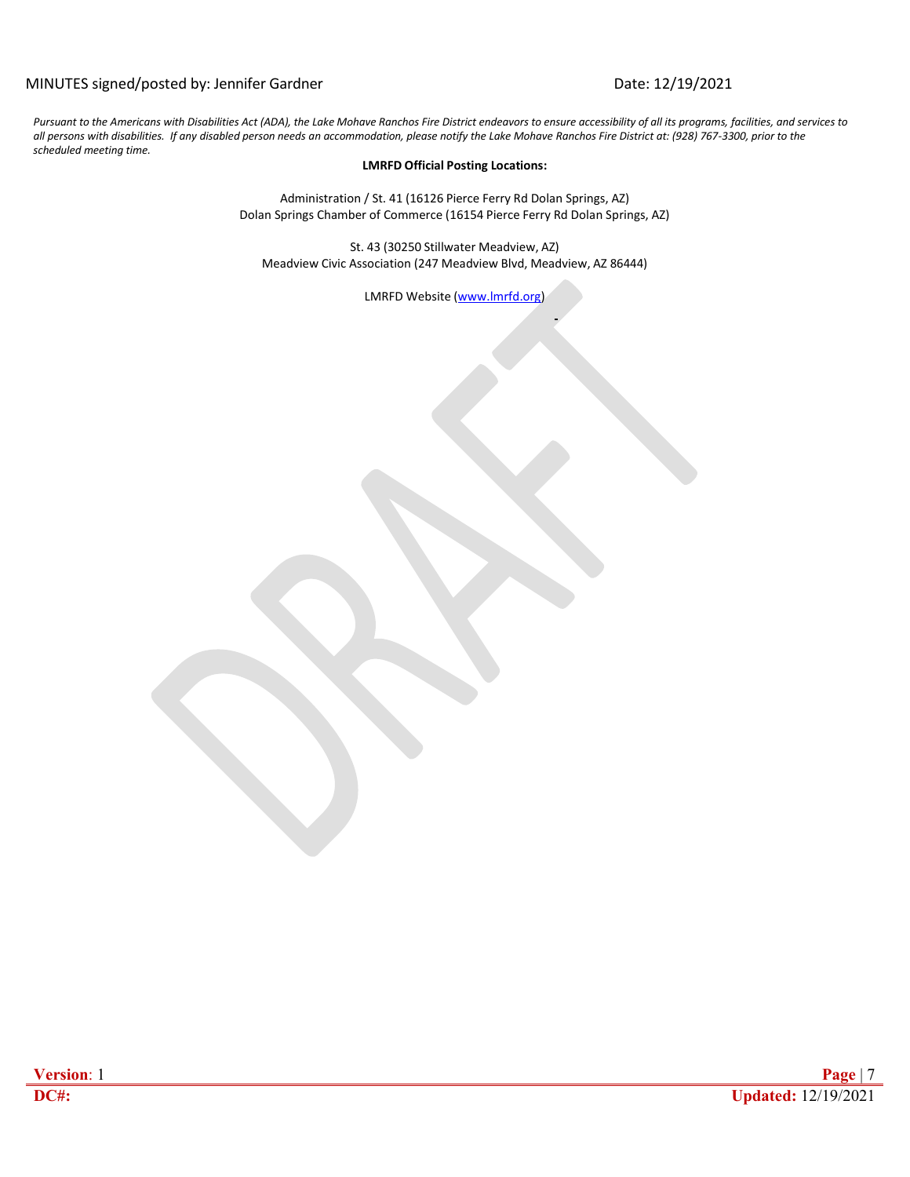MINUTES signed/posted by: Jennifer Gardner Date: 12/19/2021

*Pursuant to the Americans with Disabilities Act (ADA), the Lake Mohave Ranchos Fire District endeavors to ensure accessibility of all its programs, facilities, and services to all persons with disabilities. If any disabled person needs an accommodation, please notify the Lake Mohave Ranchos Fire District at: (928) 767-3300, prior to the scheduled meeting time.*

**LMRFD Official Posting Locations:**

Administration / St. 41 (16126 Pierce Ferry Rd Dolan Springs, AZ)
Dolan Springs Chamber of Commerce (16154 Pierce Ferry Rd Dolan Springs, AZ)

St. 43 (30250 Stillwater Meadview, AZ)
Meadview Civic Association (247 Meadview Blvd, Meadview, AZ 86444)

LMRFD Website (www.lmrfd.org)

DRAFT